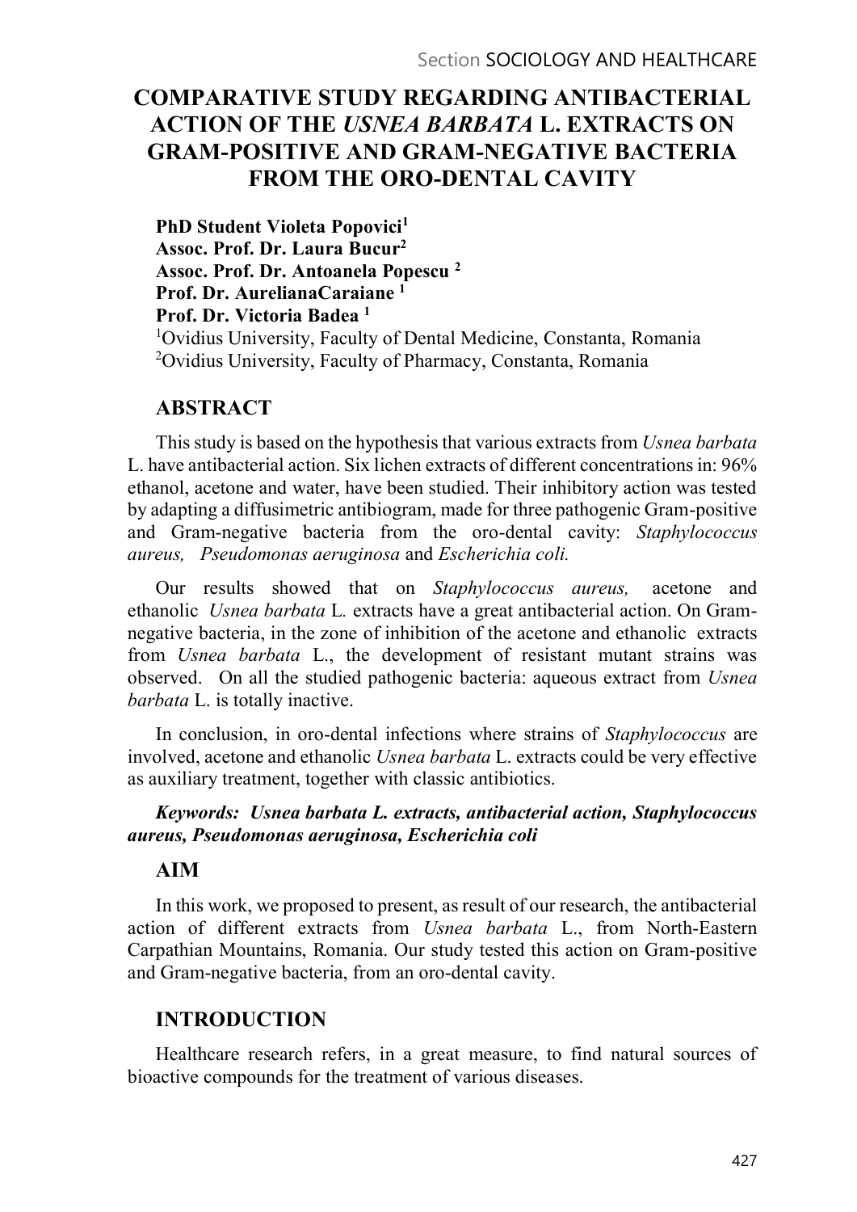# COMPARATIVE STUDY REGARDING ANTIBACTERIAL ACTION OF THE *USNEA BARBATA* L. EXTRACTS ON GRAM-POSITIVE AND GRAM-NEGATIVE BACTERIA FROM THE ORO-DENTAL CAVITY

**PhD Student Violeta Popovici[1]**
**Assoc. Prof. Dr. Laura Bucur[2]**
**Assoc. Prof. Dr. Antoanela Popescu [2]**
**Prof. Dr. AurelianaCaraiane [1]**
**Prof. Dr. Victoria Badea [1]**

[1]Ovidius University, Faculty of Dental Medicine, Constanta, Romania
[2]Ovidius University, Faculty of Pharmacy, Constanta, Romania

## ABSTRACT

This study is based on the hypothesis that various extracts from *Usnea barbata* L. have antibacterial action. Six lichen extracts of different concentrations in: 96% ethanol, acetone and water, have been studied. Their inhibitory action was tested by adapting a diffusimetric antibiogram, made for three pathogenic Gram-positive and Gram-negative bacteria from the oro-dental cavity: *Staphylococcus aureus, Pseudomonas aeruginosa* and *Escherichia coli.*

Our results showed that on *Staphylococcus aureus,* acetone and ethanolic *Usnea barbata* L. extracts have a great antibacterial action. On Gram-negative bacteria, in the zone of inhibition of the acetone and ethanolic extracts from *Usnea barbata* L., the development of resistant mutant strains was observed. On all the studied pathogenic bacteria: aqueous extract from *Usnea barbata* L. is totally inactive.

In conclusion, in oro-dental infections where strains of *Staphylococcus* are involved, acetone and ethanolic *Usnea barbata* L. extracts could be very effective as auxiliary treatment, together with classic antibiotics.

***Keywords: Usnea barbata L. extracts, antibacterial action, Staphylococcus aureus, Pseudomonas aeruginosa, Escherichia coli***

## AIM

In this work, we proposed to present, as result of our research, the antibacterial action of different extracts from *Usnea barbata* L., from North-Eastern Carpathian Mountains, Romania. Our study tested this action on Gram-positive and Gram-negative bacteria, from an oro-dental cavity.

## INTRODUCTION

Healthcare research refers, in a great measure, to find natural sources of bioactive compounds for the treatment of various diseases.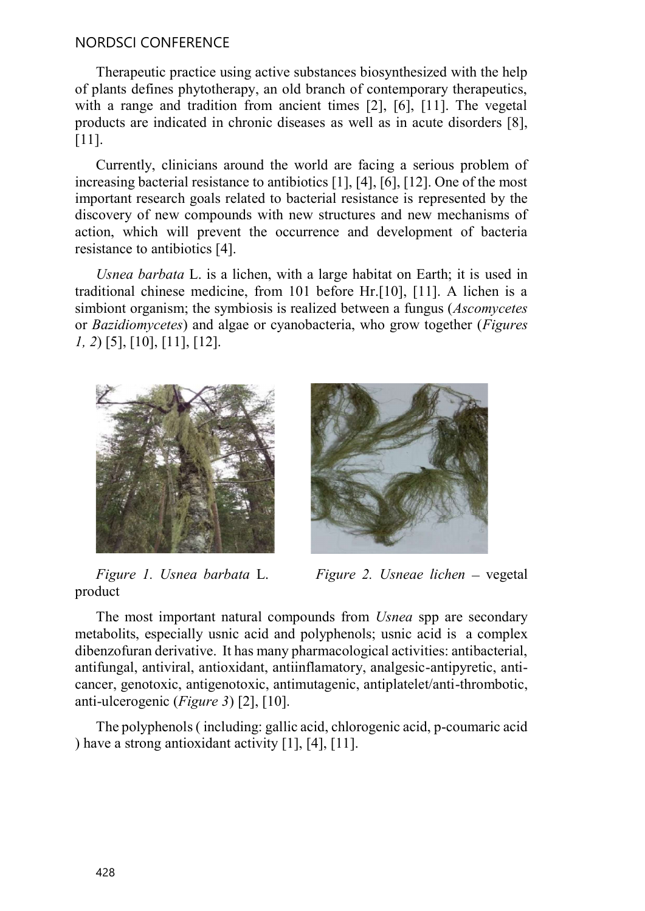Therapeutic practice using active substances biosynthesized with the help of plants defines phytotherapy, an old branch of contemporary therapeutics, with a range and tradition from ancient times [2], [6], [11]. The vegetal products are indicated in chronic diseases as well as in acute disorders [8], [11].

Currently, clinicians around the world are facing a serious problem of increasing bacterial resistance to antibiotics [1], [4], [6], [12]. One of the most important research goals related to bacterial resistance is represented by the discovery of new compounds with new structures and new mechanisms of action, which will prevent the occurrence and development of bacteria resistance to antibiotics [4].

*Usnea barbata* L. is a lichen, with a large habitat on Earth; it is used in traditional chinese medicine, from 101 before Hr.[10], [11]. A lichen is a simbiont organism; the symbiosis is realized between a fungus (*Ascomycetes* or *Bazidiomycetes*) and algae or cyanobacteria, who grow together (*Figures 1, 2*) [5], [10], [11], [12].

*Figure 1. Usnea barbata* L.

*Figure 2. Usneae lichen* – vegetal product

The most important natural compounds from *Usnea* spp are secondary metabolits, especially usnic acid and polyphenols; usnic acid is a complex dibenzofuran derivative. It has many pharmacological activities: antibacterial, antifungal, antiviral, antioxidant, antiinflamatory, analgesic-antipyretic, anti-cancer, genotoxic, antigenotoxic, antimutagenic, antiplatelet/anti-thrombotic, anti-ulcerogenic (*Figure 3*) [2], [10].

The polyphenols ( including: gallic acid, chlorogenic acid, p-coumaric acid ) have a strong antioxidant activity [1], [4], [11].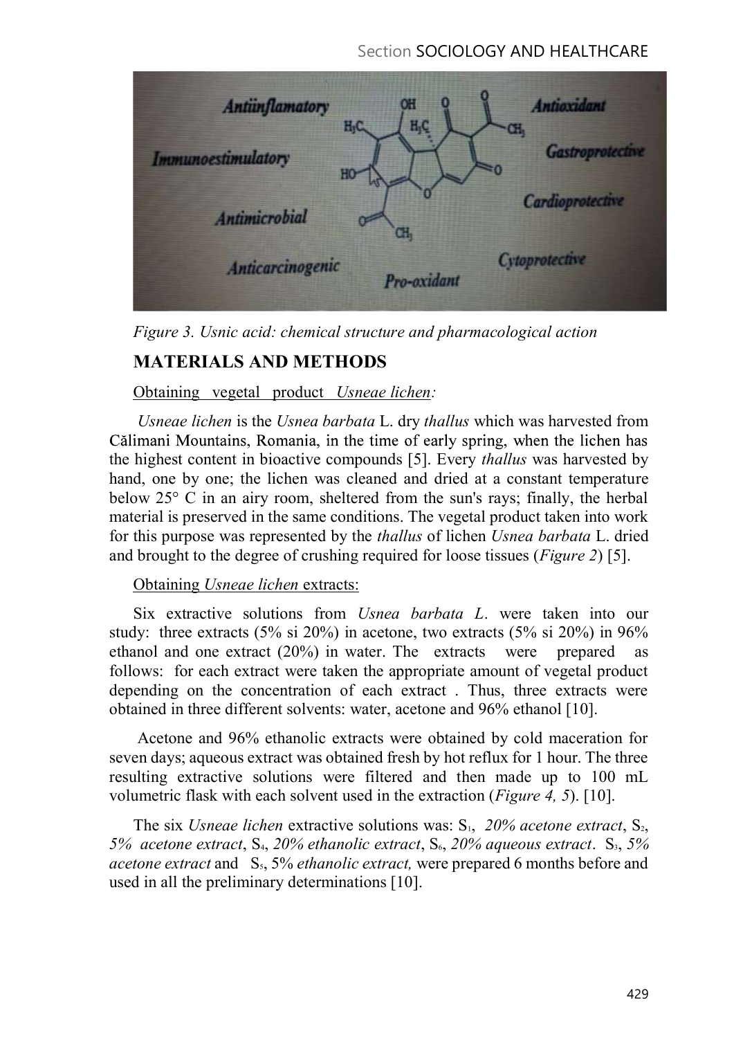*Figure 3. Usnic acid: chemical structure and pharmacological action*

## MATERIALS AND METHODS

Obtaining vegetal product *Usneae lichen:*

*Usneae lichen* is the *Usnea barbata* L. dry *thallus* which was harvested from Călimani Mountains, Romania, in the time of early spring, when the lichen has the highest content in bioactive compounds [5]. Every *thallus* was harvested by hand, one by one; the lichen was cleaned and dried at a constant temperature below 25° C in an airy room, sheltered from the sun's rays; finally, the herbal material is preserved in the same conditions. The vegetal product taken into work for this purpose was represented by the *thallus* of lichen *Usnea barbata* L. dried and brought to the degree of crushing required for loose tissues (*Figure 2*) [5].

Obtaining *Usneae lichen* extracts:

Six extractive solutions from *Usnea barbata L*. were taken into our study: three extracts (5% si 20%) in acetone, two extracts (5% si 20%) in 96% ethanol and one extract (20%) in water. The extracts were prepared as follows: for each extract were taken the appropriate amount of vegetal product depending on the concentration of each extract . Thus, three extracts were obtained in three different solvents: water, acetone and 96% ethanol [10].

Acetone and 96% ethanolic extracts were obtained by cold maceration for seven days; aqueous extract was obtained fresh by hot reflux for 1 hour. The three resulting extractive solutions were filtered and then made up to 100 mL volumetric flask with each solvent used in the extraction (*Figure 4, 5*). [10].

The six *Usneae lichen* extractive solutions was: $S_1$, *20% acetone extract*, $S_2$, *5% acetone extract*, $S_4$, *20% ethanolic extract*, $S_6$, *20% aqueous extract*. $S_3$, *5% acetone extract* and $S_5$, 5% *ethanolic extract,* were prepared 6 months before and used in all the preliminary determinations [10].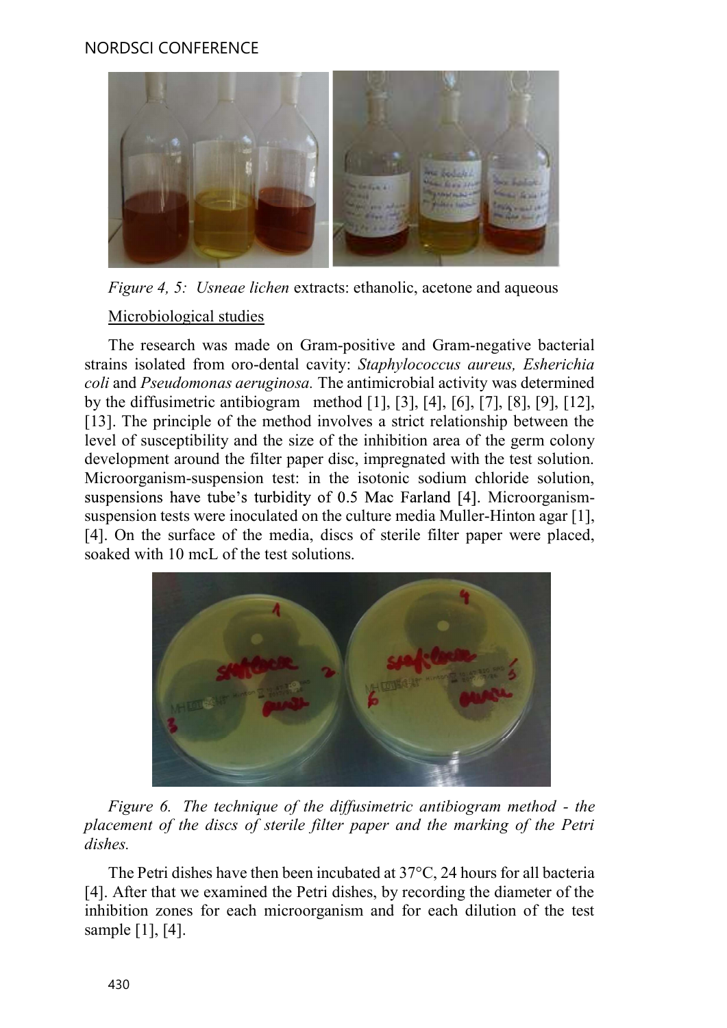*Figure 4, 5: Usneae lichen* extracts: ethanolic, acetone and aqueous

Microbiological studies

The research was made on Gram-positive and Gram-negative bacterial strains isolated from oro-dental cavity: *Staphylococcus aureus, Esherichia coli* and *Pseudomonas aeruginosa.* The antimicrobial activity was determined by the diffusimetric antibiogram method [1], [3], [4], [6], [7], [8], [9], [12], [13]. The principle of the method involves a strict relationship between the level of susceptibility and the size of the inhibition area of the germ colony development around the filter paper disc, impregnated with the test solution. Microorganism-suspension test: in the isotonic sodium chloride solution, suspensions have tube's turbidity of 0.5 Mac Farland [4]. Microorganism-suspension tests were inoculated on the culture media Muller-Hinton agar [1], [4]. On the surface of the media, discs of sterile filter paper were placed, soaked with 10 mcL of the test solutions.

*Figure 6. The technique of the diffusimetric antibiogram method - the placement of the discs of sterile filter paper and the marking of the Petri dishes.*

The Petri dishes have then been incubated at 37°C, 24 hours for all bacteria [4]. After that we examined the Petri dishes, by recording the diameter of the inhibition zones for each microorganism and for each dilution of the test sample [1], [4].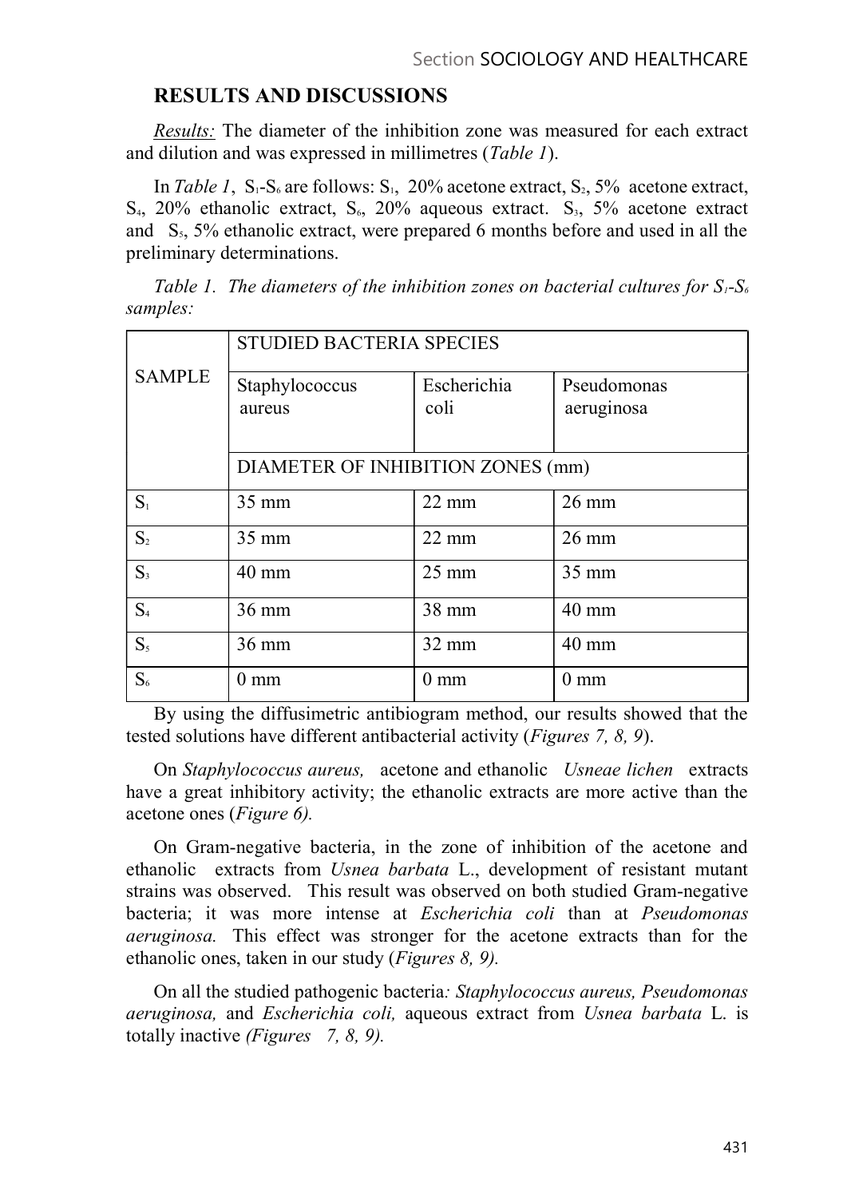## RESULTS AND DISCUSSIONS

*Results:* The diameter of the inhibition zone was measured for each extract and dilution and was expressed in millimetres (*Table 1*).

In *Table 1*, $S_1$-$S_6$ are follows: $S_1$, 20% acetone extract, $S_2$, 5% acetone extract, $S_4$, 20% ethanolic extract, $S_6$, 20% aqueous extract. $S_3$, 5% acetone extract and $S_5$, 5% ethanolic extract, were prepared 6 months before and used in all the preliminary determinations.

*Table 1. The diameters of the inhibition zones on bacterial cultures for $S_1$-$S_6$ samples:*

| SAMPLE | STUDIED BACTERIA SPECIES | | |
|---|---|---|---|
| | Staphylococcus aureus | Escherichia coli | Pseudomonas aeruginosa |
| | DIAMETER OF INHIBITION ZONES (mm) | | |
| $S_1$ | 35 mm | 22 mm | 26 mm |
| $S_2$ | 35 mm | 22 mm | 26 mm |
| $S_3$ | 40 mm | 25 mm | 35 mm |
| $S_4$ | 36 mm | 38 mm | 40 mm |
| $S_5$ | 36 mm | 32 mm | 40 mm |
| $S_6$ | 0 mm | 0 mm | 0 mm |

By using the diffusimetric antibiogram method, our results showed that the tested solutions have different antibacterial activity (*Figures 7, 8, 9*).

On *Staphylococcus aureus,* acetone and ethanolic *Usneae lichen* extracts have a great inhibitory activity; the ethanolic extracts are more active than the acetone ones (*Figure 6).*

On Gram-negative bacteria, in the zone of inhibition of the acetone and ethanolic extracts from *Usnea barbata* L., development of resistant mutant strains was observed. This result was observed on both studied Gram-negative bacteria; it was more intense at *Escherichia coli* than at *Pseudomonas aeruginosa.* This effect was stronger for the acetone extracts than for the ethanolic ones, taken in our study (*Figures 8, 9).*

On all the studied pathogenic bacteria*: Staphylococcus aureus, Pseudomonas aeruginosa,* and *Escherichia coli,* aqueous extract from *Usnea barbata* L. is totally inactive *(Figures 7, 8, 9).*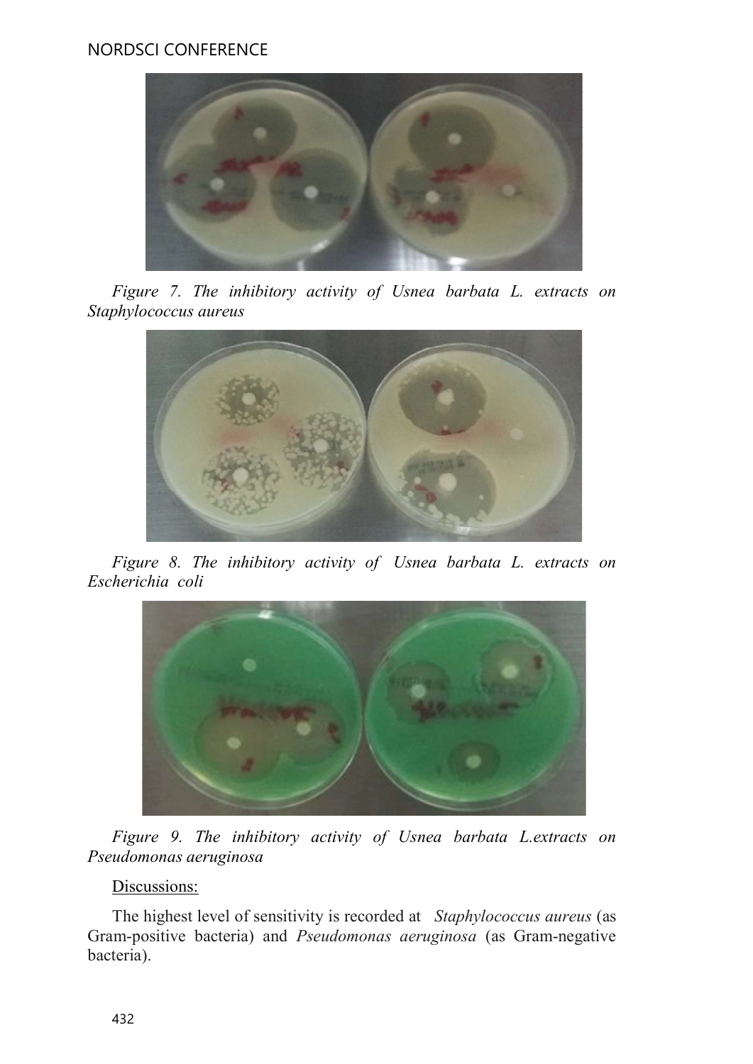*Figure 7. The inhibitory activity of Usnea barbata L. extracts on Staphylococcus aureus*

*Figure 8. The inhibitory activity of Usnea barbata L. extracts on Escherichia coli*

*Figure 9. The inhibitory activity of Usnea barbata L.extracts on Pseudomonas aeruginosa*

Discussions:

The highest level of sensitivity is recorded at *Staphylococcus aureus* (as Gram-positive bacteria) and *Pseudomonas aeruginosa* (as Gram-negative bacteria).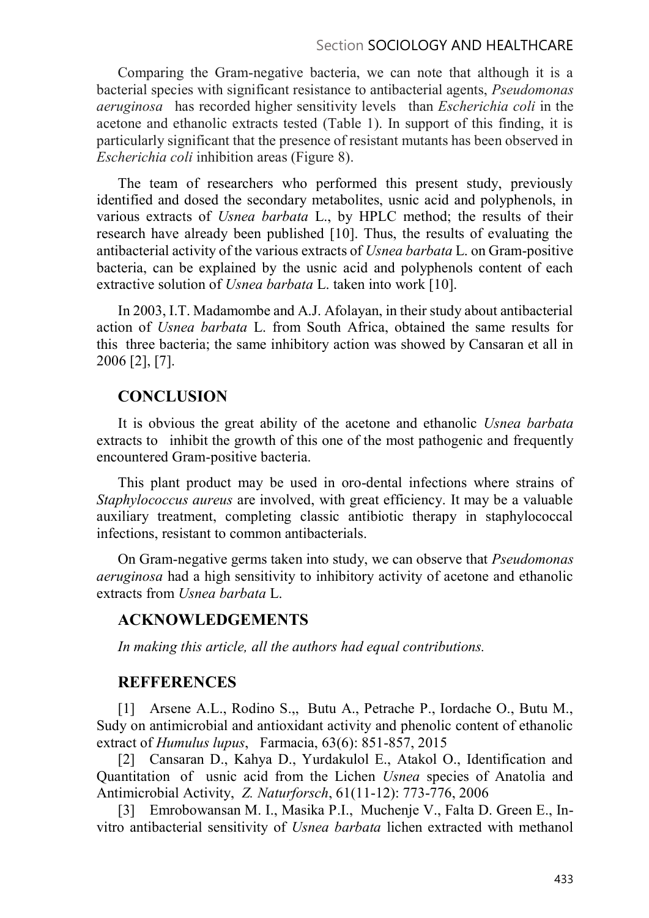Comparing the Gram-negative bacteria, we can note that although it is a bacterial species with significant resistance to antibacterial agents, *Pseudomonas aeruginosa* has recorded higher sensitivity levels than *Escherichia coli* in the acetone and ethanolic extracts tested (Table 1). In support of this finding, it is particularly significant that the presence of resistant mutants has been observed in *Escherichia coli* inhibition areas (Figure 8).

The team of researchers who performed this present study, previously identified and dosed the secondary metabolites, usnic acid and polyphenols, in various extracts of *Usnea barbata* L., by HPLC method; the results of their research have already been published [10]. Thus, the results of evaluating the antibacterial activity of the various extracts of *Usnea barbata* L. on Gram-positive bacteria, can be explained by the usnic acid and polyphenols content of each extractive solution of *Usnea barbata* L. taken into work [10].

In 2003, I.T. Madamombe and A.J. Afolayan, in their study about antibacterial action of *Usnea barbata* L. from South Africa, obtained the same results for this three bacteria; the same inhibitory action was showed by Cansaran et all in 2006 [2], [7].

## CONCLUSION

It is obvious the great ability of the acetone and ethanolic *Usnea barbata* extracts to inhibit the growth of this one of the most pathogenic and frequently encountered Gram-positive bacteria.

This plant product may be used in oro-dental infections where strains of *Staphylococcus aureus* are involved, with great efficiency. It may be a valuable auxiliary treatment, completing classic antibiotic therapy in staphylococcal infections, resistant to common antibacterials.

On Gram-negative germs taken into study, we can observe that *Pseudomonas aeruginosa* had a high sensitivity to inhibitory activity of acetone and ethanolic extracts from *Usnea barbata* L.

## ACKNOWLEDGEMENTS

*In making this article, all the authors had equal contributions.*

## REFFERENCES

[1] Arsene A.L., Rodino S.,, Butu A., Petrache P., Iordache O., Butu M., Sudy on antimicrobial and antioxidant activity and phenolic content of ethanolic extract of *Humulus lupus*, Farmacia, 63(6): 851-857, 2015

[2] Cansaran D., Kahya D., Yurdakulol E., Atakol O., Identification and Quantitation of usnic acid from the Lichen *Usnea* species of Anatolia and Antimicrobial Activity, *Z. Naturforsch*, 61(11-12): 773-776, 2006

[3] Emrobowansan M. I., Masika P.I., Muchenje V., Falta D. Green E., In-vitro antibacterial sensitivity of *Usnea barbata* lichen extracted with methanol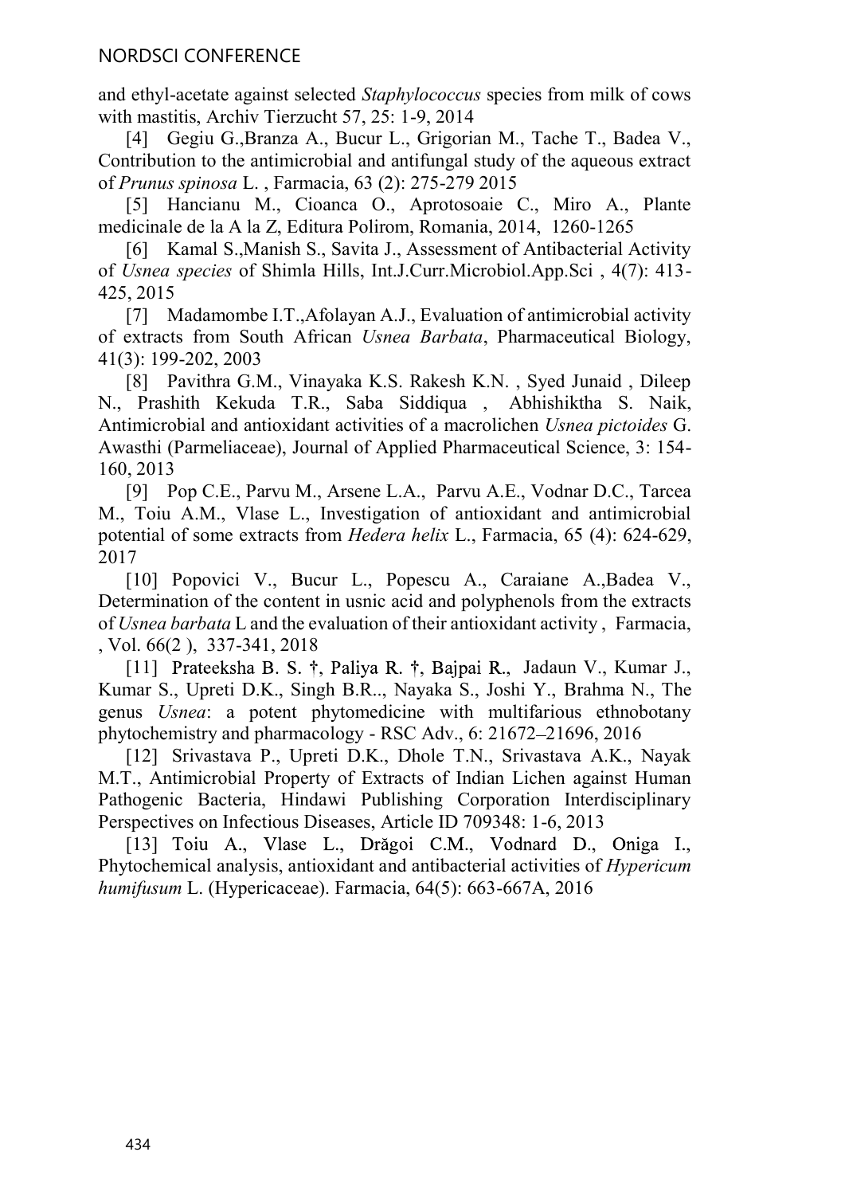and ethyl-acetate against selected *Staphylococcus* species from milk of cows with mastitis, Archiv Tierzucht 57, 25: 1-9, 2014

[4] Gegiu G.,Branza A., Bucur L., Grigorian M., Tache T., Badea V., Contribution to the antimicrobial and antifungal study of the aqueous extract of *Prunus spinosa* L. , Farmacia, 63 (2): 275-279 2015

[5] Hancianu M., Cioanca O., Aprotosoaie C., Miro A., Plante medicinale de la A la Z, Editura Polirom, Romania, 2014, 1260-1265

[6] Kamal S.,Manish S., Savita J., Assessment of Antibacterial Activity of *Usnea species* of Shimla Hills, Int.J.Curr.Microbiol.App.Sci , 4(7): 413-425, 2015

[7] Madamombe I.T.,Afolayan A.J., Evaluation of antimicrobial activity of extracts from South African *Usnea Barbata*, Pharmaceutical Biology, 41(3): 199-202, 2003

[8] Pavithra G.M., Vinayaka K.S. Rakesh K.N. , Syed Junaid , Dileep N., Prashith Kekuda T.R., Saba Siddiqua , Abhishiktha S. Naik, Antimicrobial and antioxidant activities of a macrolichen *Usnea pictoides* G. Awasthi (Parmeliaceae), Journal of Applied Pharmaceutical Science, 3: 154-160, 2013

[9] Pop C.E., Parvu M., Arsene L.A., Parvu A.E., Vodnar D.C., Tarcea M., Toiu A.M., Vlase L., Investigation of antioxidant and antimicrobial potential of some extracts from *Hedera helix* L., Farmacia, 65 (4): 624-629, 2017

[10] Popovici V., Bucur L., Popescu A., Caraiane A.,Badea V., Determination of the content in usnic acid and polyphenols from the extracts of *Usnea barbata* L and the evaluation of their antioxidant activity , Farmacia, , Vol. 66(2 ), 337-341, 2018

[11] Prateeksha B. S. †, Paliya R. †, Bajpai R., Jadaun V., Kumar J., Kumar S., Upreti D.K., Singh B.R.., Nayaka S., Joshi Y., Brahma N., The genus *Usnea*: a potent phytomedicine with multifarious ethnobotany phytochemistry and pharmacology - RSC Adv., 6: 21672–21696, 2016

[12] Srivastava P., Upreti D.K., Dhole T.N., Srivastava A.K., Nayak M.T., Antimicrobial Property of Extracts of Indian Lichen against Human Pathogenic Bacteria, Hindawi Publishing Corporation Interdisciplinary Perspectives on Infectious Diseases, Article ID 709348: 1-6, 2013

[13] Toiu A., Vlase L., Drăgoi C.M., Vodnard D., Oniga I., Phytochemical analysis, antioxidant and antibacterial activities of *Hypericum humifusum* L. (Hypericaceae). Farmacia, 64(5): 663-667A, 2016